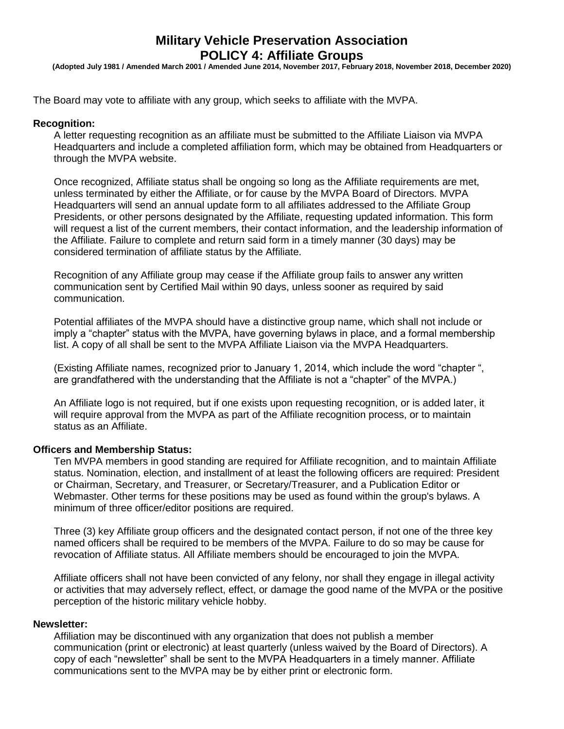# Military Vehicle Preservation Association
# POLICY 4: Affiliate Groups

**(Adopted July 1981 / Amended March 2001 / Amended June 2014, November 2017, February 2018, November 2018, December 2020)**

The Board may vote to affiliate with any group, which seeks to affiliate with the MVPA.

**Recognition:**

A letter requesting recognition as an affiliate must be submitted to the Affiliate Liaison via MVPA Headquarters and include a completed affiliation form, which may be obtained from Headquarters or through the MVPA website.

Once recognized, Affiliate status shall be ongoing so long as the Affiliate requirements are met, unless terminated by either the Affiliate, or for cause by the MVPA Board of Directors. MVPA Headquarters will send an annual update form to all affiliates addressed to the Affiliate Group Presidents, or other persons designated by the Affiliate, requesting updated information. This form will request a list of the current members, their contact information, and the leadership information of the Affiliate. Failure to complete and return said form in a timely manner (30 days) may be considered termination of affiliate status by the Affiliate.

Recognition of any Affiliate group may cease if the Affiliate group fails to answer any written communication sent by Certified Mail within 90 days, unless sooner as required by said communication.

Potential affiliates of the MVPA should have a distinctive group name, which shall not include or imply a "chapter" status with the MVPA, have governing bylaws in place, and a formal membership list. A copy of all shall be sent to the MVPA Affiliate Liaison via the MVPA Headquarters.

(Existing Affiliate names, recognized prior to January 1, 2014, which include the word "chapter ", are grandfathered with the understanding that the Affiliate is not a "chapter" of the MVPA.)

An Affiliate logo is not required, but if one exists upon requesting recognition, or is added later, it will require approval from the MVPA as part of the Affiliate recognition process, or to maintain status as an Affiliate.

**Officers and Membership Status:**

Ten MVPA members in good standing are required for Affiliate recognition, and to maintain Affiliate status. Nomination, election, and installment of at least the following officers are required: President or Chairman, Secretary, and Treasurer, or Secretary/Treasurer, and a Publication Editor or Webmaster. Other terms for these positions may be used as found within the group's bylaws. A minimum of three officer/editor positions are required.

Three (3) key Affiliate group officers and the designated contact person, if not one of the three key named officers shall be required to be members of the MVPA. Failure to do so may be cause for revocation of Affiliate status. All Affiliate members should be encouraged to join the MVPA.

Affiliate officers shall not have been convicted of any felony, nor shall they engage in illegal activity or activities that may adversely reflect, effect, or damage the good name of the MVPA or the positive perception of the historic military vehicle hobby.

**Newsletter:**

Affiliation may be discontinued with any organization that does not publish a member communication (print or electronic) at least quarterly (unless waived by the Board of Directors). A copy of each "newsletter" shall be sent to the MVPA Headquarters in a timely manner. Affiliate communications sent to the MVPA may be by either print or electronic form.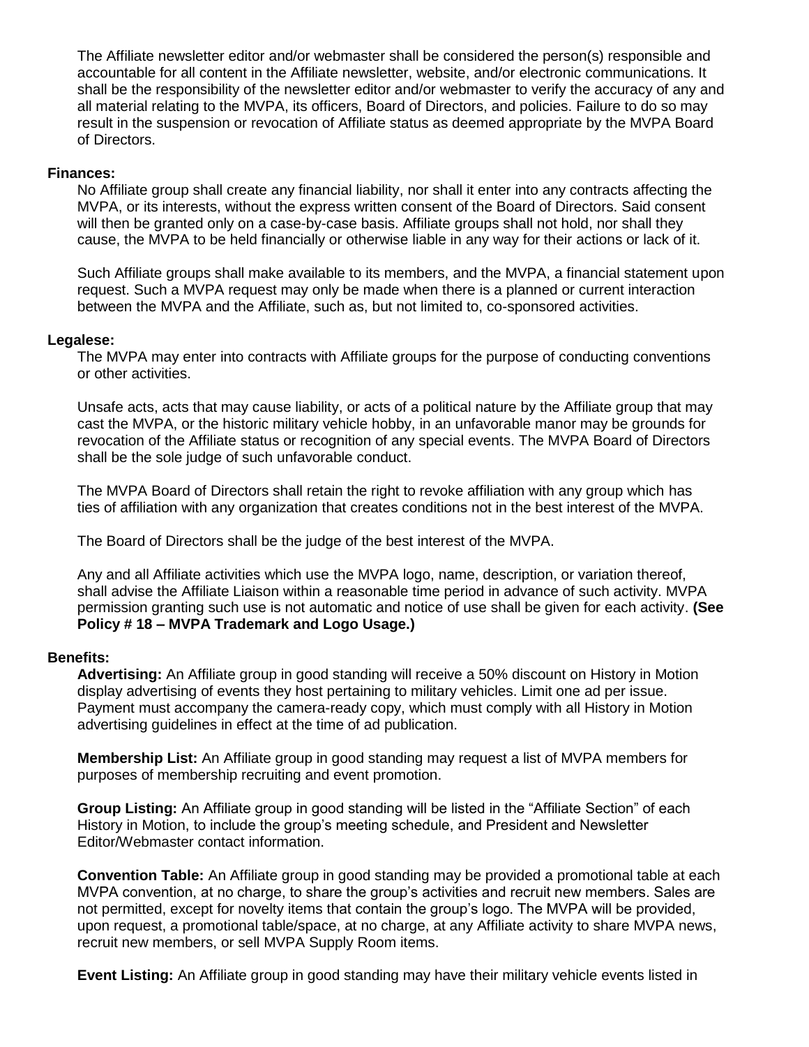The Affiliate newsletter editor and/or webmaster shall be considered the person(s) responsible and accountable for all content in the Affiliate newsletter, website, and/or electronic communications. It shall be the responsibility of the newsletter editor and/or webmaster to verify the accuracy of any and all material relating to the MVPA, its officers, Board of Directors, and policies. Failure to do so may result in the suspension or revocation of Affiliate status as deemed appropriate by the MVPA Board of Directors.

**Finances:**

No Affiliate group shall create any financial liability, nor shall it enter into any contracts affecting the MVPA, or its interests, without the express written consent of the Board of Directors. Said consent will then be granted only on a case-by-case basis. Affiliate groups shall not hold, nor shall they cause, the MVPA to be held financially or otherwise liable in any way for their actions or lack of it.

Such Affiliate groups shall make available to its members, and the MVPA, a financial statement upon request. Such a MVPA request may only be made when there is a planned or current interaction between the MVPA and the Affiliate, such as, but not limited to, co-sponsored activities.

**Legalese:**

The MVPA may enter into contracts with Affiliate groups for the purpose of conducting conventions or other activities.

Unsafe acts, acts that may cause liability, or acts of a political nature by the Affiliate group that may cast the MVPA, or the historic military vehicle hobby, in an unfavorable manor may be grounds for revocation of the Affiliate status or recognition of any special events. The MVPA Board of Directors shall be the sole judge of such unfavorable conduct.

The MVPA Board of Directors shall retain the right to revoke affiliation with any group which has ties of affiliation with any organization that creates conditions not in the best interest of the MVPA.

The Board of Directors shall be the judge of the best interest of the MVPA.

Any and all Affiliate activities which use the MVPA logo, name, description, or variation thereof, shall advise the Affiliate Liaison within a reasonable time period in advance of such activity. MVPA permission granting such use is not automatic and notice of use shall be given for each activity. **(See Policy # 18 – MVPA Trademark and Logo Usage.)**

**Benefits:**

**Advertising:** An Affiliate group in good standing will receive a 50% discount on History in Motion display advertising of events they host pertaining to military vehicles. Limit one ad per issue. Payment must accompany the camera-ready copy, which must comply with all History in Motion advertising guidelines in effect at the time of ad publication.

**Membership List:** An Affiliate group in good standing may request a list of MVPA members for purposes of membership recruiting and event promotion.

**Group Listing:** An Affiliate group in good standing will be listed in the "Affiliate Section" of each History in Motion, to include the group's meeting schedule, and President and Newsletter Editor/Webmaster contact information.

**Convention Table:** An Affiliate group in good standing may be provided a promotional table at each MVPA convention, at no charge, to share the group's activities and recruit new members. Sales are not permitted, except for novelty items that contain the group's logo. The MVPA will be provided, upon request, a promotional table/space, at no charge, at any Affiliate activity to share MVPA news, recruit new members, or sell MVPA Supply Room items.

**Event Listing:** An Affiliate group in good standing may have their military vehicle events listed in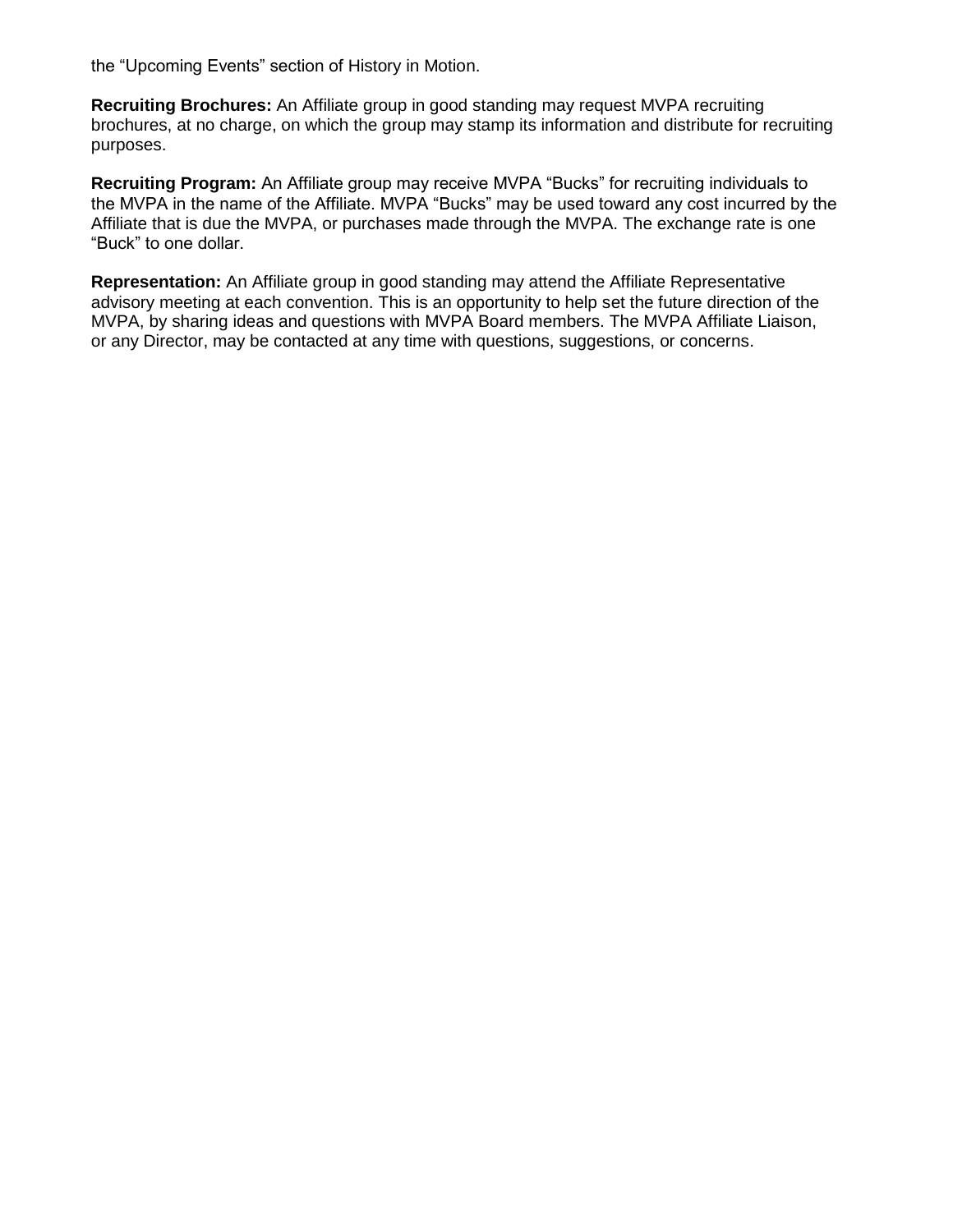the “Upcoming Events” section of History in Motion.

**Recruiting Brochures:** An Affiliate group in good standing may request MVPA recruiting brochures, at no charge, on which the group may stamp its information and distribute for recruiting purposes.

**Recruiting Program:** An Affiliate group may receive MVPA “Bucks” for recruiting individuals to the MVPA in the name of the Affiliate. MVPA “Bucks” may be used toward any cost incurred by the Affiliate that is due the MVPA, or purchases made through the MVPA. The exchange rate is one “Buck” to one dollar.

**Representation:** An Affiliate group in good standing may attend the Affiliate Representative advisory meeting at each convention. This is an opportunity to help set the future direction of the MVPA, by sharing ideas and questions with MVPA Board members. The MVPA Affiliate Liaison, or any Director, may be contacted at any time with questions, suggestions, or concerns.